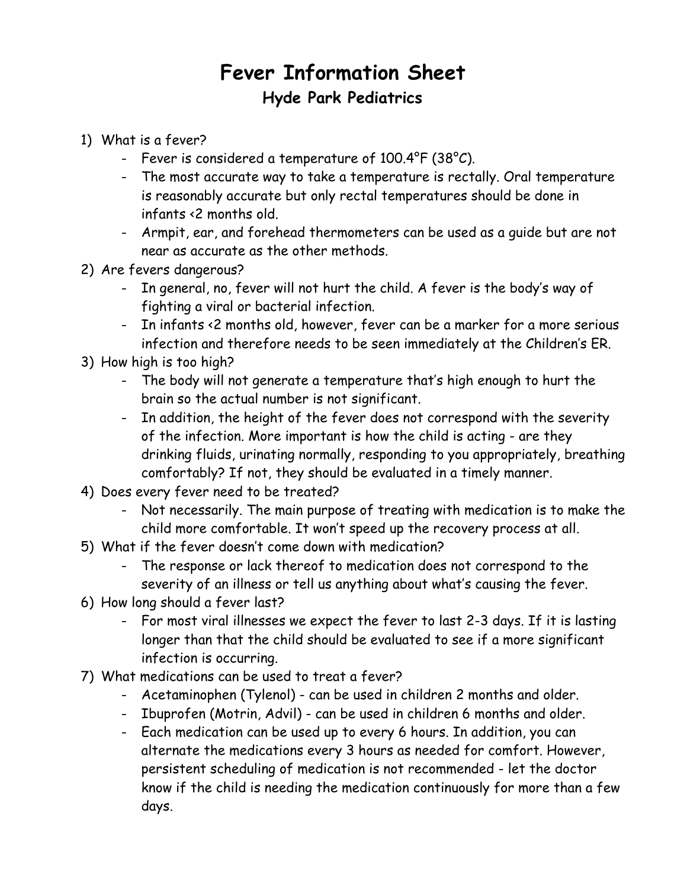# Fever Information Sheet

## Hyde Park Pediatrics

1) What is a fever?
    - Fever is considered a temperature of 100.4°F (38°C).
    - The most accurate way to take a temperature is rectally. Oral temperature is reasonably accurate but only rectal temperatures should be done in infants <2 months old.
    - Armpit, ear, and forehead thermometers can be used as a guide but are not near as accurate as the other methods.
2) Are fevers dangerous?
    - In general, no, fever will not hurt the child. A fever is the body's way of fighting a viral or bacterial infection.
    - In infants <2 months old, however, fever can be a marker for a more serious infection and therefore needs to be seen immediately at the Children's ER.
3) How high is too high?
    - The body will not generate a temperature that's high enough to hurt the brain so the actual number is not significant.
    - In addition, the height of the fever does not correspond with the severity of the infection. More important is how the child is acting - are they drinking fluids, urinating normally, responding to you appropriately, breathing comfortably? If not, they should be evaluated in a timely manner.
4) Does every fever need to be treated?
    - Not necessarily. The main purpose of treating with medication is to make the child more comfortable. It won't speed up the recovery process at all.
5) What if the fever doesn't come down with medication?
    - The response or lack thereof to medication does not correspond to the severity of an illness or tell us anything about what's causing the fever.
6) How long should a fever last?
    - For most viral illnesses we expect the fever to last 2-3 days. If it is lasting longer than that the child should be evaluated to see if a more significant infection is occurring.
7) What medications can be used to treat a fever?
    - Acetaminophen (Tylenol) - can be used in children 2 months and older.
    - Ibuprofen (Motrin, Advil) - can be used in children 6 months and older.
    - Each medication can be used up to every 6 hours. In addition, you can alternate the medications every 3 hours as needed for comfort. However, persistent scheduling of medication is not recommended - let the doctor know if the child is needing the medication continuously for more than a few days.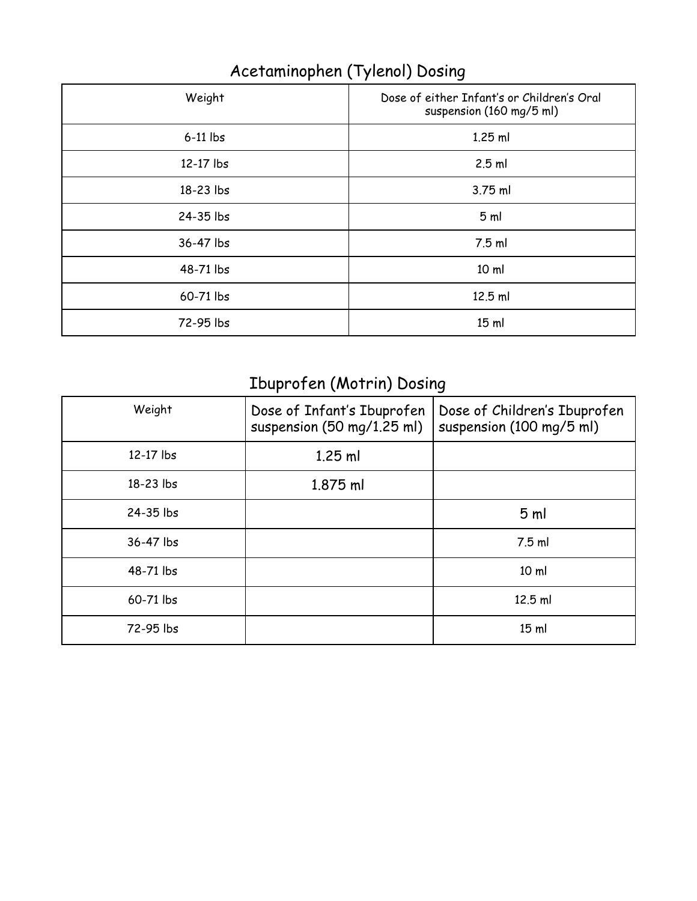## Acetaminophen (Tylenol) Dosing

| Weight | Dose of either Infant's or Children's Oral suspension (160 mg/5 ml) |
|---|---|
| 6-11 lbs | 1.25 ml |
| 12-17 lbs | 2.5 ml |
| 18-23 lbs | 3.75 ml |
| 24-35 lbs | 5 ml |
| 36-47 lbs | 7.5 ml |
| 48-71 lbs | 10 ml |
| 60-71 lbs | 12.5 ml |
| 72-95 lbs | 15 ml |

## Ibuprofen (Motrin) Dosing

| Weight | Dose of Infant's Ibuprofen suspension (50 mg/1.25 ml) | Dose of Children's Ibuprofen suspension (100 mg/5 ml) |
|---|---|---|
| 12-17 lbs | 1.25 ml | |
| 18-23 lbs | 1.875 ml | |
| 24-35 lbs | | 5 ml |
| 36-47 lbs | | 7.5 ml |
| 48-71 lbs | | 10 ml |
| 60-71 lbs | | 12.5 ml |
| 72-95 lbs | | 15 ml |